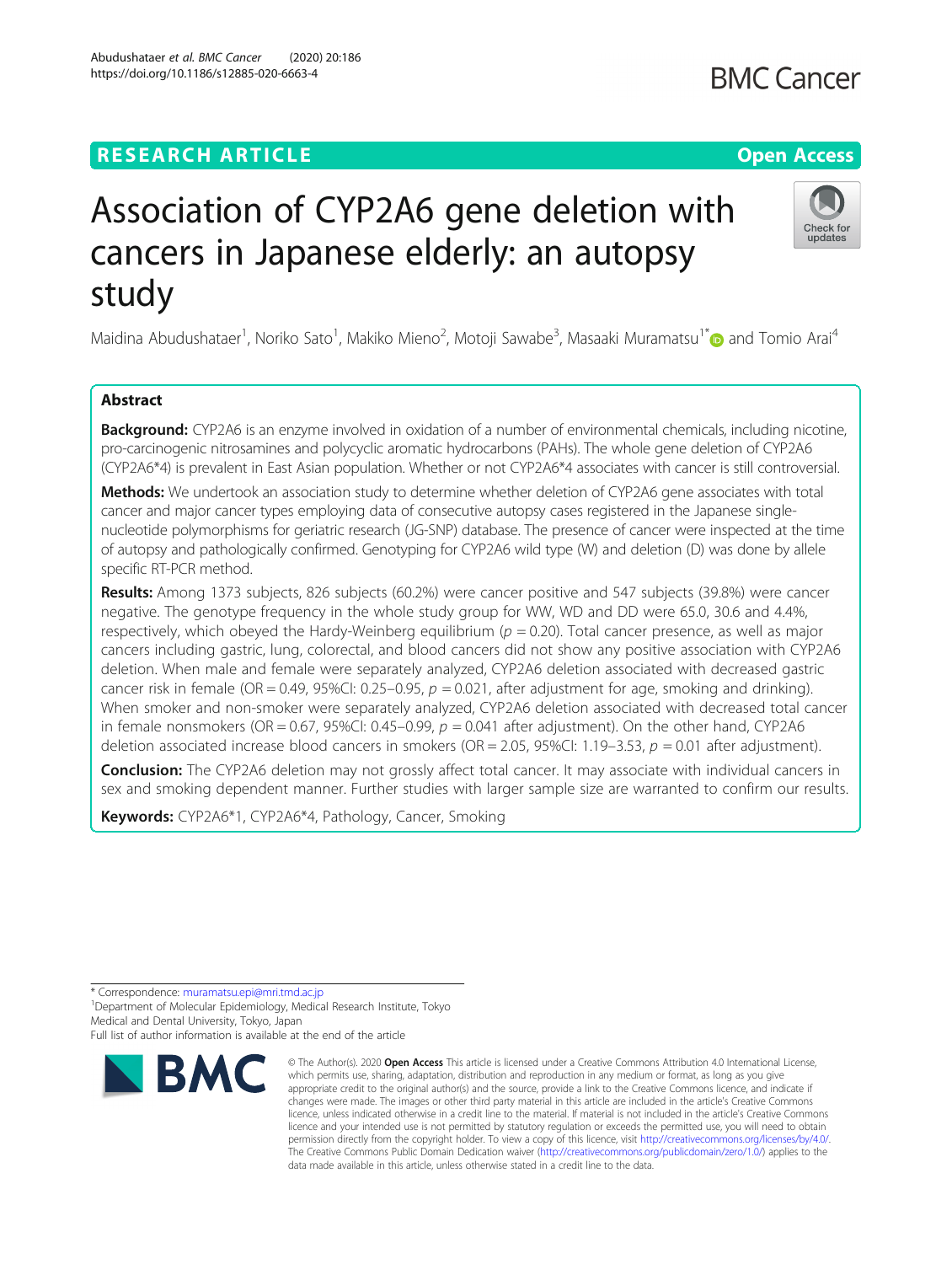# Association of CYP2A6 gene deletion with cancers in Japanese elderly: an autopsy study

Maidina Abudushataer[1], Noriko Sato[1], Makiko Mieno[2], Motoji Sawabe[3], Masaaki Muramatsu[1*] and Tomio Arai[4]

## Abstract

**Background:** CYP2A6 is an enzyme involved in oxidation of a number of environmental chemicals, including nicotine, pro-carcinogenic nitrosamines and polycyclic aromatic hydrocarbons (PAHs). The whole gene deletion of CYP2A6 (CYP2A6*4) is prevalent in East Asian population. Whether or not CYP2A6*4 associates with cancer is still controversial.

**Methods:** We undertook an association study to determine whether deletion of CYP2A6 gene associates with total cancer and major cancer types employing data of consecutive autopsy cases registered in the Japanese single-nucleotide polymorphisms for geriatric research (JG-SNP) database. The presence of cancer were inspected at the time of autopsy and pathologically confirmed. Genotyping for CYP2A6 wild type (W) and deletion (D) was done by allele specific RT-PCR method.

**Results:** Among 1373 subjects, 826 subjects (60.2%) were cancer positive and 547 subjects (39.8%) were cancer negative. The genotype frequency in the whole study group for WW, WD and DD were 65.0, 30.6 and 4.4%, respectively, which obeyed the Hardy-Weinberg equilibrium ($p = 0.20$). Total cancer presence, as well as major cancers including gastric, lung, colorectal, and blood cancers did not show any positive association with CYP2A6 deletion. When male and female were separately analyzed, CYP2A6 deletion associated with decreased gastric cancer risk in female (OR = 0.49, 95%CI: 0.25–0.95, $p = 0.021$, after adjustment for age, smoking and drinking). When smoker and non-smoker were separately analyzed, CYP2A6 deletion associated with decreased total cancer in female nonsmokers (OR = 0.67, 95%CI: 0.45–0.99, $p = 0.041$ after adjustment). On the other hand, CYP2A6 deletion associated increase blood cancers in smokers (OR = 2.05, 95%CI: 1.19–3.53, $p = 0.01$ after adjustment).

**Conclusion:** The CYP2A6 deletion may not grossly affect total cancer. It may associate with individual cancers in sex and smoking dependent manner. Further studies with larger sample size are warranted to confirm our results.

**Keywords:** CYP2A6*1, CYP2A6*4, Pathology, Cancer, Smoking

---

* Correspondence: muramatsu.epi@mri.tmd.ac.jp
[1]Department of Molecular Epidemiology, Medical Research Institute, Tokyo Medical and Dental University, Tokyo, Japan
Full list of author information is available at the end of the article

© The Author(s). 2020 **Open Access** This article is licensed under a Creative Commons Attribution 4.0 International License, which permits use, sharing, adaptation, distribution and reproduction in any medium or format, as long as you give appropriate credit to the original author(s) and the source, provide a link to the Creative Commons licence, and indicate if changes were made. The images or other third party material in this article are included in the article's Creative Commons licence, unless indicated otherwise in a credit line to the material. If material is not included in the article's Creative Commons licence and your intended use is not permitted by statutory regulation or exceeds the permitted use, you will need to obtain permission directly from the copyright holder. To view a copy of this licence, visit http://creativecommons.org/licenses/by/4.0/. The Creative Commons Public Domain Dedication waiver (http://creativecommons.org/publicdomain/zero/1.0/) applies to the data made available in this article, unless otherwise stated in a credit line to the data.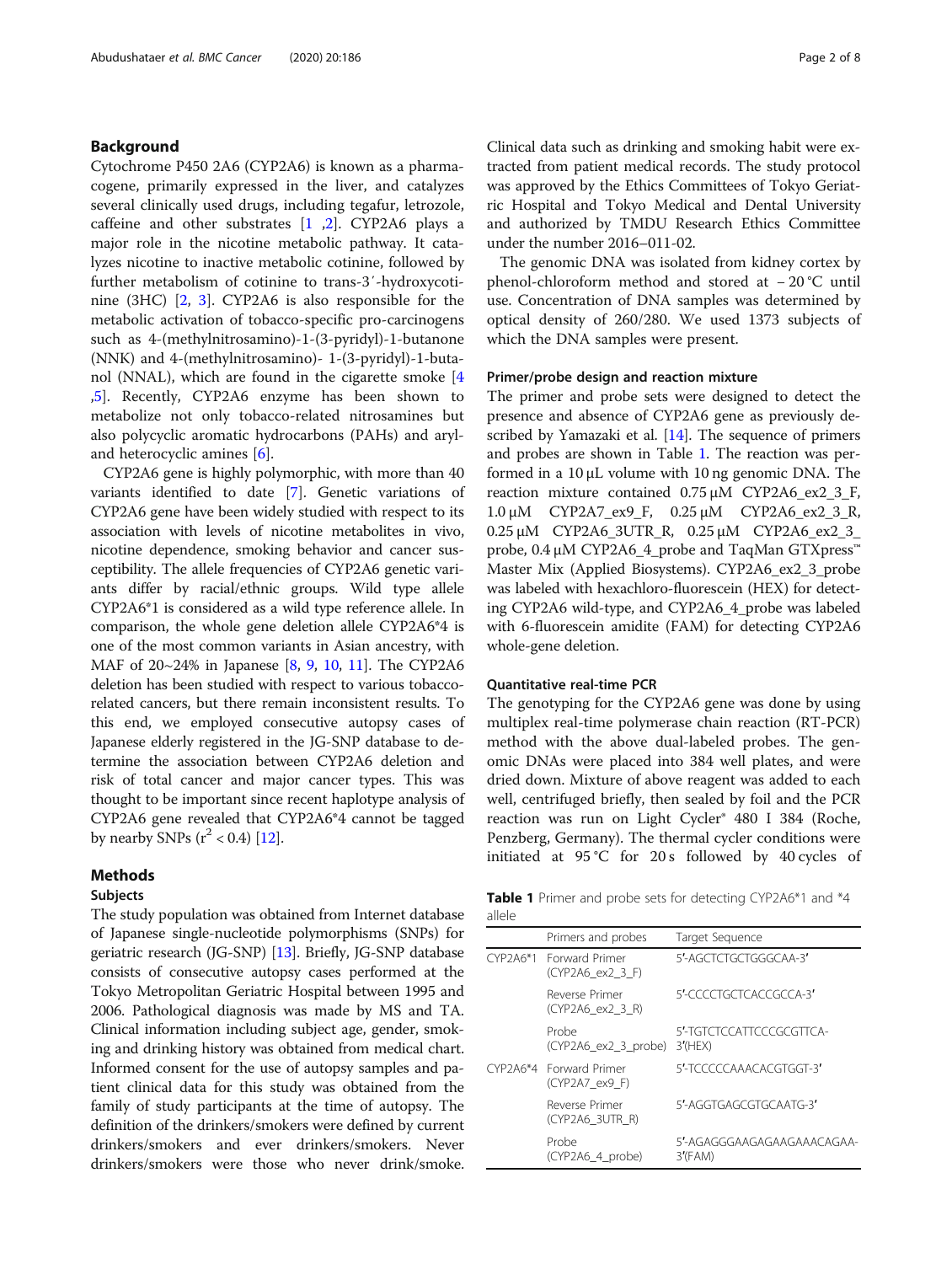## Background

Cytochrome P450 2A6 (CYP2A6) is known as a pharmacogene, primarily expressed in the liver, and catalyzes several clinically used drugs, including tegafur, letrozole, caffeine and other substrates [1 ,2]. CYP2A6 plays a major role in the nicotine metabolic pathway. It catalyzes nicotine to inactive metabolic cotinine, followed by further metabolism of cotinine to trans-3′-hydroxycotinine (3HC) [2, 3]. CYP2A6 is also responsible for the metabolic activation of tobacco-specific pro-carcinogens such as 4-(methylnitrosamino)-1-(3-pyridyl)-1-butanone (NNK) and 4-(methylnitrosamino)- 1-(3-pyridyl)-1-butanol (NNAL), which are found in the cigarette smoke [4 ,5]. Recently, CYP2A6 enzyme has been shown to metabolize not only tobacco-related nitrosamines but also polycyclic aromatic hydrocarbons (PAHs) and aryl- and heterocyclic amines [6].

CYP2A6 gene is highly polymorphic, with more than 40 variants identified to date [7]. Genetic variations of CYP2A6 gene have been widely studied with respect to its association with levels of nicotine metabolites in vivo, nicotine dependence, smoking behavior and cancer susceptibility. The allele frequencies of CYP2A6 genetic variants differ by racial/ethnic groups. Wild type allele CYP2A6*1 is considered as a wild type reference allele. In comparison, the whole gene deletion allele CYP2A6*4 is one of the most common variants in Asian ancestry, with MAF of 20~24% in Japanese [8, 9, 10, 11]. The CYP2A6 deletion has been studied with respect to various tobacco-related cancers, but there remain inconsistent results. To this end, we employed consecutive autopsy cases of Japanese elderly registered in the JG-SNP database to determine the association between CYP2A6 deletion and risk of total cancer and major cancer types. This was thought to be important since recent haplotype analysis of CYP2A6 gene revealed that CYP2A6*4 cannot be tagged by nearby SNPs ($r^2 < 0.4$) [12].

## Methods

### Subjects

The study population was obtained from Internet database of Japanese single-nucleotide polymorphisms (SNPs) for geriatric research (JG-SNP) [13]. Briefly, JG-SNP database consists of consecutive autopsy cases performed at the Tokyo Metropolitan Geriatric Hospital between 1995 and 2006. Pathological diagnosis was made by MS and TA. Clinical information including subject age, gender, smoking and drinking history was obtained from medical chart. Informed consent for the use of autopsy samples and patient clinical data for this study was obtained from the family of study participants at the time of autopsy. The definition of the drinkers/smokers were defined by current drinkers/smokers and ever drinkers/smokers. Never drinkers/smokers were those who never drink/smoke. Clinical data such as drinking and smoking habit were extracted from patient medical records. The study protocol was approved by the Ethics Committees of Tokyo Geriatric Hospital and Tokyo Medical and Dental University and authorized by TMDU Research Ethics Committee under the number 2016–011-02.

The genomic DNA was isolated from kidney cortex by phenol-chloroform method and stored at − 20 °C until use. Concentration of DNA samples was determined by optical density of 260/280. We used 1373 subjects of which the DNA samples were present.

### Primer/probe design and reaction mixture

The primer and probe sets were designed to detect the presence and absence of CYP2A6 gene as previously described by Yamazaki et al. [14]. The sequence of primers and probes are shown in Table 1. The reaction was performed in a 10 μL volume with 10 ng genomic DNA. The reaction mixture contained 0.75 μM CYP2A6_ex2_3_F, 1.0 μM CYP2A7_ex9_F, 0.25 μM CYP2A6_ex2_3_R, 0.25 μM CYP2A6_3UTR_R, 0.25 μM CYP2A6_ex2_3_probe, 0.4 μM CYP2A6_4_probe and TaqMan GTXpress™ Master Mix (Applied Biosystems). CYP2A6_ex2_3_probe was labeled with hexachloro-fluorescein (HEX) for detecting CYP2A6 wild-type, and CYP2A6_4_probe was labeled with 6-fluorescein amidite (FAM) for detecting CYP2A6 whole-gene deletion.

### Quantitative real-time PCR

The genotyping for the CYP2A6 gene was done by using multiplex real-time polymerase chain reaction (RT-PCR) method with the above dual-labeled probes. The genomic DNAs were placed into 384 well plates, and were dried down. Mixture of above reagent was added to each well, centrifuged briefly, then sealed by foil and the PCR reaction was run on Light Cycler® 480 I 384 (Roche, Penzberg, Germany). The thermal cycler conditions were initiated at 95 °C for 20 s followed by 40 cycles of

**Table 1** Primer and probe sets for detecting CYP2A6*1 and *4 allele

| | Primers and probes | Target Sequence |
|---|---|---|
| CYP2A6*1 | Forward Primer (CYP2A6_ex2_3_F) | 5′-AGCTCTGCTGGGCAA-3′ |
| | Reverse Primer (CYP2A6_ex2_3_R) | 5′-CCCCTGCTCACCGCCA-3′ |
| | Probe (CYP2A6_ex2_3_probe) | 5′-TGTCTCCATTCCCGCGTTCA-3′(HEX) |
| CYP2A6*4 | Forward Primer (CYP2A7_ex9_F) | 5′-TCCCCCAAACACGTGGT-3′ |
| | Reverse Primer (CYP2A6_3UTR_R) | 5′-AGGTGAGCGTGCAATG-3′ |
| | Probe (CYP2A6_4_probe) | 5′-AGAGGGAAGAGAAGAAACAGAA-3′(FAM) |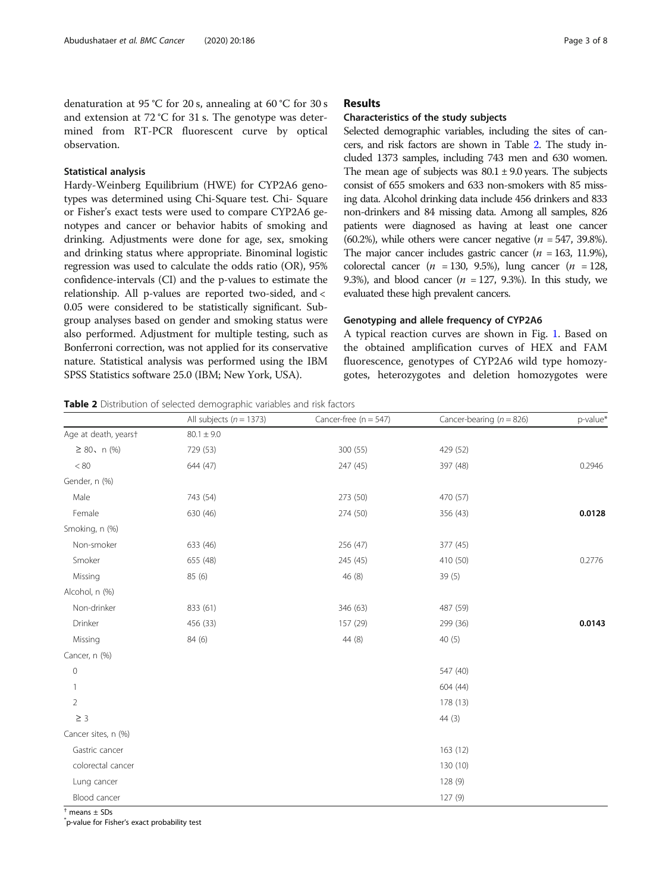denaturation at 95 °C for 20 s, annealing at 60 °C for 30 s and extension at 72 °C for 31 s. The genotype was determined from RT-PCR fluorescent curve by optical observation.

### Statistical analysis

Hardy-Weinberg Equilibrium (HWE) for CYP2A6 genotypes was determined using Chi-Square test. Chi- Square or Fisher's exact tests were used to compare CYP2A6 genotypes and cancer or behavior habits of smoking and drinking. Adjustments were done for age, sex, smoking and drinking status where appropriate. Binominal logistic regression was used to calculate the odds ratio (OR), 95% confidence-intervals (CI) and the p-values to estimate the relationship. All p-values are reported two-sided, and < 0.05 were considered to be statistically significant. Subgroup analyses based on gender and smoking status were also performed. Adjustment for multiple testing, such as Bonferroni correction, was not applied for its conservative nature. Statistical analysis was performed using the IBM SPSS Statistics software 25.0 (IBM; New York, USA).

## Results

### Characteristics of the study subjects

Selected demographic variables, including the sites of cancers, and risk factors are shown in Table 2. The study included 1373 samples, including 743 men and 630 women. The mean age of subjects was $80.1 \pm 9.0$ years. The subjects consist of 655 smokers and 633 non-smokers with 85 missing data. Alcohol drinking data include 456 drinkers and 833 non-drinkers and 84 missing data. Among all samples, 826 patients were diagnosed as having at least one cancer (60.2%), while others were cancer negative ($n$ = 547, 39.8%). The major cancer includes gastric cancer ($n$ = 163, 11.9%), colorectal cancer ($n$ = 130, 9.5%), lung cancer ($n$ = 128, 9.3%), and blood cancer ($n$ = 127, 9.3%). In this study, we evaluated these high prevalent cancers.

### Genotyping and allele frequency of CYP2A6

A typical reaction curves are shown in Fig. 1. Based on the obtained amplification curves of HEX and FAM fluorescence, genotypes of CYP2A6 wild type homozygotes, heterozygotes and deletion homozygotes were

**Table 2** Distribution of selected demographic variables and risk factors

| | All subjects ($n$ = 1373) | Cancer-free (n = 547) | Cancer-bearing ($n$ = 826) | p-value* |
|---|---|---|---|---|
| Age at death, years† | $80.1 \pm 9.0$ | | | |
| ≥ 80、n (%) | 729 (53) | 300 (55) | 429 (52) | |
| < 80 | 644 (47) | 247 (45) | 397 (48) | 0.2946 |
| Gender, n (%) | | | | |
| Male | 743 (54) | 273 (50) | 470 (57) | |
| Female | 630 (46) | 274 (50) | 356 (43) | **0.0128** |
| Smoking, n (%) | | | | |
| Non-smoker | 633 (46) | 256 (47) | 377 (45) | |
| Smoker | 655 (48) | 245 (45) | 410 (50) | 0.2776 |
| Missing | 85 (6) | 46 (8) | 39 (5) | |
| Alcohol, n (%) | | | | |
| Non-drinker | 833 (61) | 346 (63) | 487 (59) | |
| Drinker | 456 (33) | 157 (29) | 299 (36) | **0.0143** |
| Missing | 84 (6) | 44 (8) | 40 (5) | |
| Cancer, n (%) | | | | |
| 0 | | | 547 (40) | |
| 1 | | | 604 (44) | |
| 2 | | | 178 (13) | |
| ≥ 3 | | | 44 (3) | |
| Cancer sites, n (%) | | | | |
| Gastric cancer | | | 163 (12) | |
| colorectal cancer | | | 130 (10) | |
| Lung cancer | | | 128 (9) | |
| Blood cancer | | | 127 (9) | |

† means ± SDs

*p-value for Fisher's exact probability test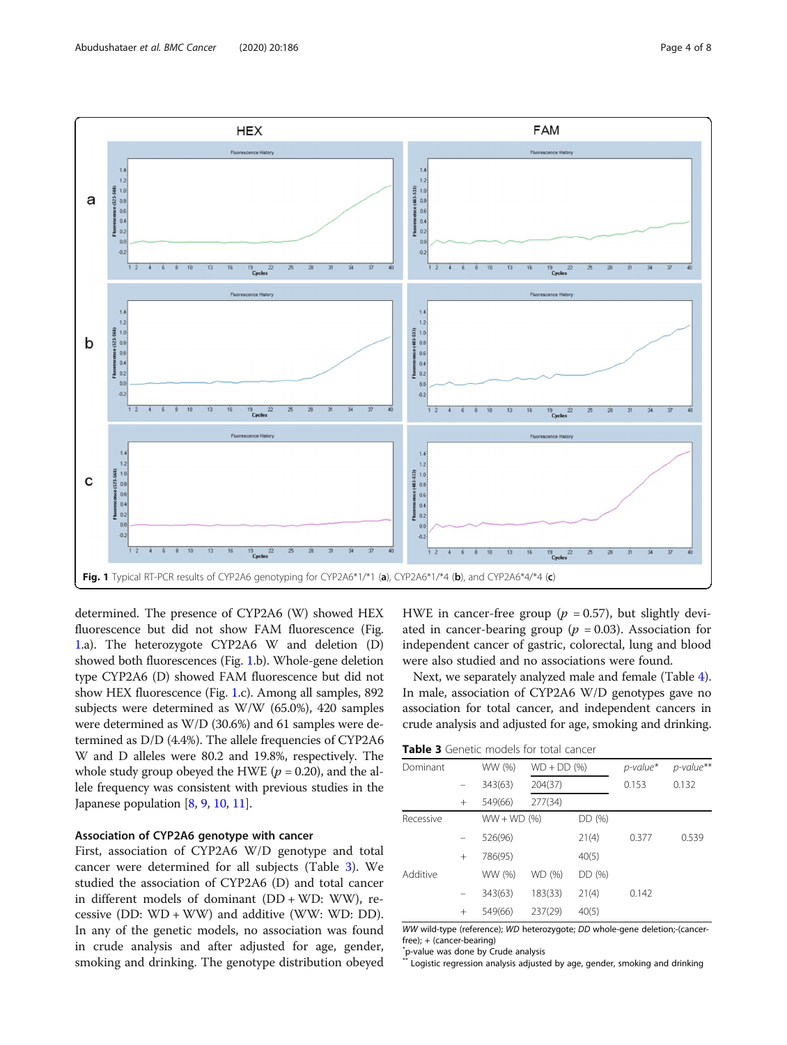Fig. 1 Typical RT-PCR results of CYP2A6 genotyping for CYP2A6*1/*1 (a), CYP2A6*1/*4 (b), and CYP2A6*4/*4 (c)

determined. The presence of CYP2A6 (W) showed HEX fluorescence but did not show FAM fluorescence (Fig. 1.a). The heterozygote CYP2A6 W and deletion (D) showed both fluorescences (Fig. 1.b). Whole-gene deletion type CYP2A6 (D) showed FAM fluorescence but did not show HEX fluorescence (Fig. 1.c). Among all samples, 892 subjects were determined as W/W (65.0%), 420 samples were determined as W/D (30.6%) and 61 samples were determined as D/D (4.4%). The allele frequencies of CYP2A6 W and D alleles were 80.2 and 19.8%, respectively. The whole study group obeyed the HWE ($p$ = 0.20), and the allele frequency was consistent with previous studies in the Japanese population [8, 9, 10, 11].

### Association of CYP2A6 genotype with cancer

First, association of CYP2A6 W/D genotype and total cancer were determined for all subjects (Table 3). We studied the association of CYP2A6 (D) and total cancer in different models of dominant (DD + WD: WW), recessive (DD: WD + WW) and additive (WW: WD: DD). In any of the genetic models, no association was found in crude analysis and after adjusted for age, gender, smoking and drinking. The genotype distribution obeyed HWE in cancer-free group ($p$ = 0.57), but slightly deviated in cancer-bearing group ($p$ = 0.03). Association for independent cancer of gastric, colorectal, lung and blood were also studied and no associations were found.

Next, we separately analyzed male and female (Table 4). In male, association of CYP2A6 W/D genotypes gave no association for total cancer, and independent cancers in crude analysis and adjusted for age, smoking and drinking.

**Table 3** Genetic models for total cancer

| Dominant | | WW (%) | WD + DD (%) | | *p-value** | *p-value*** |
|---|---|---|---|---|---|---|
| | − | 343(63) | 204(37) | | 0.153 | 0.132 |
| | + | 549(66) | 277(34) | | | |
| Recessive | | WW + WD (%) | | DD (%) | | |
| | − | 526(96) | | 21(4) | 0.377 | 0.539 |
| | + | 786(95) | | 40(5) | | |
| Additive | | WW (%) | WD (%) | DD (%) | | |
| | − | 343(63) | 183(33) | 21(4) | 0.142 | |
| | + | 549(66) | 237(29) | 40(5) | | |

*WW* wild-type (reference); *WD* heterozygote; *DD* whole-gene deletion;-(cancer-free); + (cancer-bearing)

*p-value was done by Crude analysis

** Logistic regression analysis adjusted by age, gender, smoking and drinking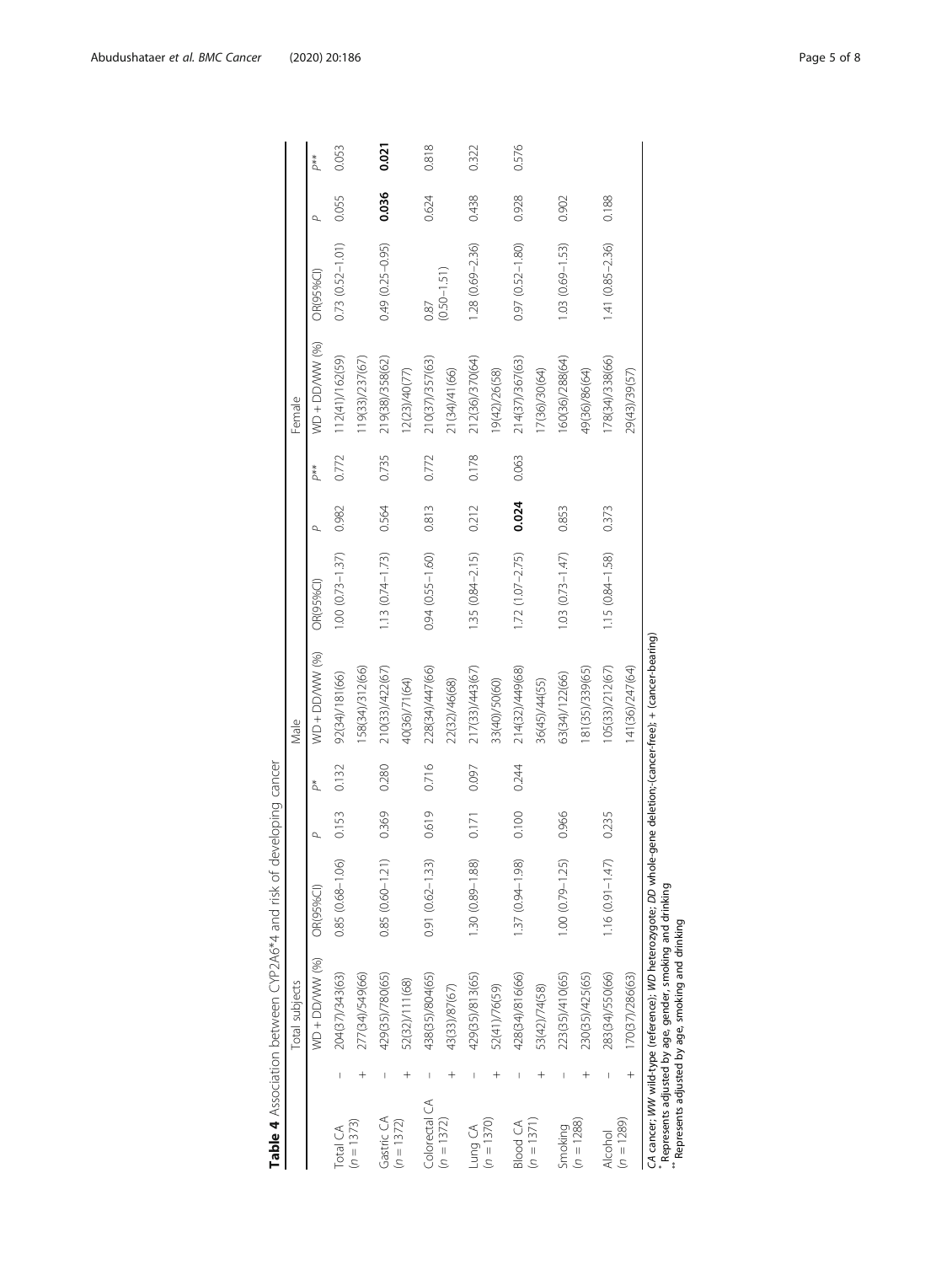**Table 4** Association between CYP2A6*4 and risk of developing cancer

| | | Total subjects | | | | Male | | | | Female | | | |
|---|---|---|---|---|---|---|---|---|---|---|---|---|---|
| | | WD + DD/WW (%) | OR(95%CI) | *P* | *P** | WD + DD/WW (%) | OR(95%CI) | *P* | *P*** | WD + DD/WW (%) | OR(95%CI) | *P* | *P*** |
| Total CA (*n* = 1373) | – | 204(37)/343(63) | 0.85 (0.68–1.06) | 0.153 | 0.132 | 92(34)/181(66) | 1.00 (0.73–1.37) | 0.982 | 0.772 | 112(41)/162(59) | 0.73 (0.52–1.01) | 0.055 | 0.053 |
| | + | 277(34)/549(66) | | | | 158(34)/312(66) | | | | 119(33)/237(67) | | | |
| Gastric CA (*n* = 1372) | – | 429(35)/780(65) | 0.85 (0.60–1.21) | 0.369 | 0.280 | 210(33)/422(67) | 1.13 (0.74–1.73) | 0.564 | 0.735 | 219(38)/358(62) | 0.49 (0.25–0.95) | **0.036** | **0.021** |
| | + | 52(32)/111(68) | | | | 40(36)/71(64) | | | | 12(23)/40(77) | | | |
| Colorectal CA (*n* = 1372) | – | 438(35)/804(65) | 0.91 (0.62–1.33) | 0.619 | 0.716 | 228(34)/447(66) | 0.94 (0.55–1.60) | 0.813 | 0.772 | 210(37)/357(63) | 0.87 (0.50–1.51) | 0.624 | 0.818 |
| | + | 43(33)/87(67) | | | | 22(32)/46(68) | | | | 21(34)/41(66) | | | |
| Lung CA (*n* = 1370) | – | 429(35)/813(65) | 1.30 (0.89–1.88) | 0.171 | 0.097 | 217(33)/443(67) | 1.35 (0.84–2.15) | 0.212 | 0.178 | 212(36)/370(64) | 1.28 (0.69–2.36) | 0.438 | 0.322 |
| | + | 52(41)/76(59) | | | | 33(40)/50(60) | | | | 19(42)/26(58) | | | |
| Blood CA (*n* = 1371) | – | 428(34)/816(66) | 1.37 (0.94–1.98) | 0.100 | 0.244 | 214(32)/449(68) | 1.72 (1.07–2.75) | **0.024** | 0.063 | 214(37)/367(63) | 0.97 (0.52–1.80) | 0.928 | 0.576 |
| | + | 53(42)/74(58) | | | | 36(45)/44(55) | | | | 17(36)/30(64) | | | |
| Smoking (*n* = 1288) | – | 223(35)/410(65) | 1.00 (0.79–1.25) | 0.966 | | 63(34)/122(66) | 1.03 (0.73–1.47) | 0.853 | | 160(36)/288(64) | 1.03 (0.69–1.53) | 0.902 | |
| | + | 230(35)/425(65) | | | | 181(35)/339(65) | | | | 49(36)/86(64) | | | |
| Alcohol (*n* = 1289) | – | 283(34)/550(66) | 1.16 (0.91–1.47) | 0.235 | | 105(33)/212(67) | 1.15 (0.84–1.58) | 0.373 | | 178(34)/338(66) | 1.41 (0.85–2.36) | 0.188 | |
| | + | 170(37)/286(63) | | | | 141(36)/247(64) | | | | 29(43)/39(57) | | | |

CA cancer; *WW* wild-type (reference); *WD* heterozygote; *DD* whole-gene deletion; -(cancer-free); + (cancer-bearing)
\* Represents adjusted by age, gender, smoking and drinking
\*\* Represents adjusted by age, smoking and drinking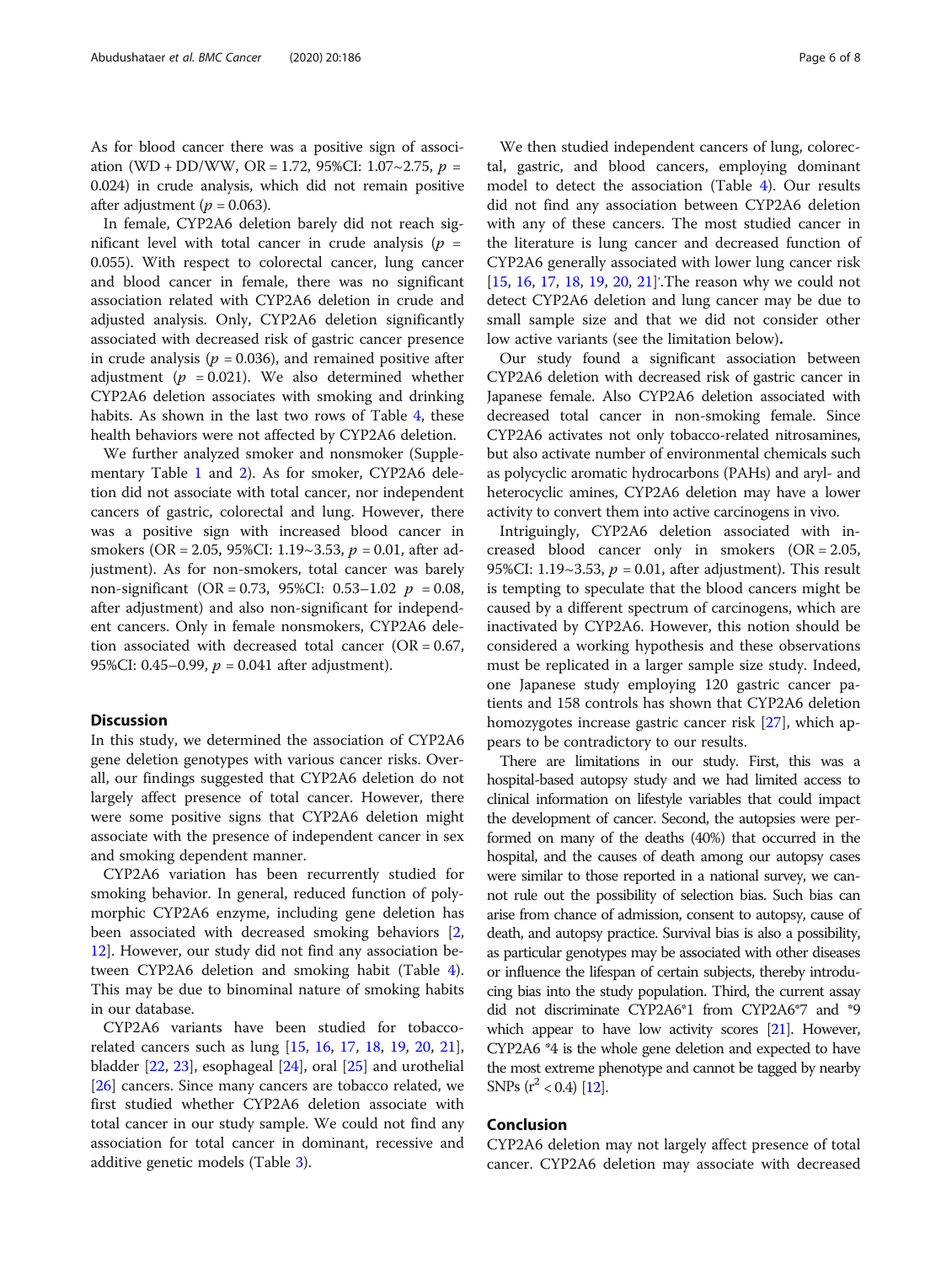As for blood cancer there was a positive sign of association (WD + DD/WW, OR = 1.72, 95%CI: 1.07~2.75, $p$ = 0.024) in crude analysis, which did not remain positive after adjustment ($p$ = 0.063).

In female, CYP2A6 deletion barely did not reach significant level with total cancer in crude analysis ($p$ = 0.055). With respect to colorectal cancer, lung cancer and blood cancer in female, there was no significant association related with CYP2A6 deletion in crude and adjusted analysis. Only, CYP2A6 deletion significantly associated with decreased risk of gastric cancer presence in crude analysis ($p$ = 0.036), and remained positive after adjustment ($p$ = 0.021). We also determined whether CYP2A6 deletion associates with smoking and drinking habits. As shown in the last two rows of Table 4, these health behaviors were not affected by CYP2A6 deletion.

We further analyzed smoker and nonsmoker (Supplementary Table 1 and 2). As for smoker, CYP2A6 deletion did not associate with total cancer, nor independent cancers of gastric, colorectal and lung. However, there was a positive sign with increased blood cancer in smokers (OR = 2.05, 95%CI: 1.19~3.53, $p$ = 0.01, after adjustment). As for non-smokers, total cancer was barely non-significant (OR = 0.73, 95%CI: 0.53–1.02 $p$ = 0.08, after adjustment) and also non-significant for independent cancers. Only in female nonsmokers, CYP2A6 deletion associated with decreased total cancer (OR = 0.67, 95%CI: 0.45–0.99, $p$ = 0.041 after adjustment).

## Discussion

In this study, we determined the association of CYP2A6 gene deletion genotypes with various cancer risks. Overall, our findings suggested that CYP2A6 deletion do not largely affect presence of total cancer. However, there were some positive signs that CYP2A6 deletion might associate with the presence of independent cancer in sex and smoking dependent manner.

CYP2A6 variation has been recurrently studied for smoking behavior. In general, reduced function of polymorphic CYP2A6 enzyme, including gene deletion has been associated with decreased smoking behaviors [2, 12]. However, our study did not find any association between CYP2A6 deletion and smoking habit (Table 4). This may be due to binominal nature of smoking habits in our database.

CYP2A6 variants have been studied for tobacco-related cancers such as lung [15, 16, 17, 18, 19, 20, 21], bladder [22, 23], esophageal [24], oral [25] and urothelial [26] cancers. Since many cancers are tobacco related, we first studied whether CYP2A6 deletion associate with total cancer in our study sample. We could not find any association for total cancer in dominant, recessive and additive genetic models (Table 3).

We then studied independent cancers of lung, colorectal, gastric, and blood cancers, employing dominant model to detect the association (Table 4). Our results did not find any association between CYP2A6 deletion with any of these cancers. The most studied cancer in the literature is lung cancer and decreased function of CYP2A6 generally associated with lower lung cancer risk [15, 16, 17, 18, 19, 20, 21]'.The reason why we could not detect CYP2A6 deletion and lung cancer may be due to small sample size and that we did not consider other low active variants (see the limitation below).

Our study found a significant association between CYP2A6 deletion with decreased risk of gastric cancer in Japanese female. Also CYP2A6 deletion associated with decreased total cancer in non-smoking female. Since CYP2A6 activates not only tobacco-related nitrosamines, but also activate number of environmental chemicals such as polycyclic aromatic hydrocarbons (PAHs) and aryl- and heterocyclic amines, CYP2A6 deletion may have a lower activity to convert them into active carcinogens in vivo.

Intriguingly, CYP2A6 deletion associated with increased blood cancer only in smokers (OR = 2.05, 95%CI: 1.19~3.53, $p$ = 0.01, after adjustment). This result is tempting to speculate that the blood cancers might be caused by a different spectrum of carcinogens, which are inactivated by CYP2A6. However, this notion should be considered a working hypothesis and these observations must be replicated in a larger sample size study. Indeed, one Japanese study employing 120 gastric cancer patients and 158 controls has shown that CYP2A6 deletion homozygotes increase gastric cancer risk [27], which appears to be contradictory to our results.

There are limitations in our study. First, this was a hospital-based autopsy study and we had limited access to clinical information on lifestyle variables that could impact the development of cancer. Second, the autopsies were performed on many of the deaths (40%) that occurred in the hospital, and the causes of death among our autopsy cases were similar to those reported in a national survey, we cannot rule out the possibility of selection bias. Such bias can arise from chance of admission, consent to autopsy, cause of death, and autopsy practice. Survival bias is also a possibility, as particular genotypes may be associated with other diseases or influence the lifespan of certain subjects, thereby introducing bias into the study population. Third, the current assay did not discriminate CYP2A6*1 from CYP2A6*7 and *9 which appear to have low activity scores [21]. However, CYP2A6 *4 is the whole gene deletion and expected to have the most extreme phenotype and cannot be tagged by nearby SNPs ($r^2 < 0.4$) [12].

## Conclusion

CYP2A6 deletion may not largely affect presence of total cancer. CYP2A6 deletion may associate with decreased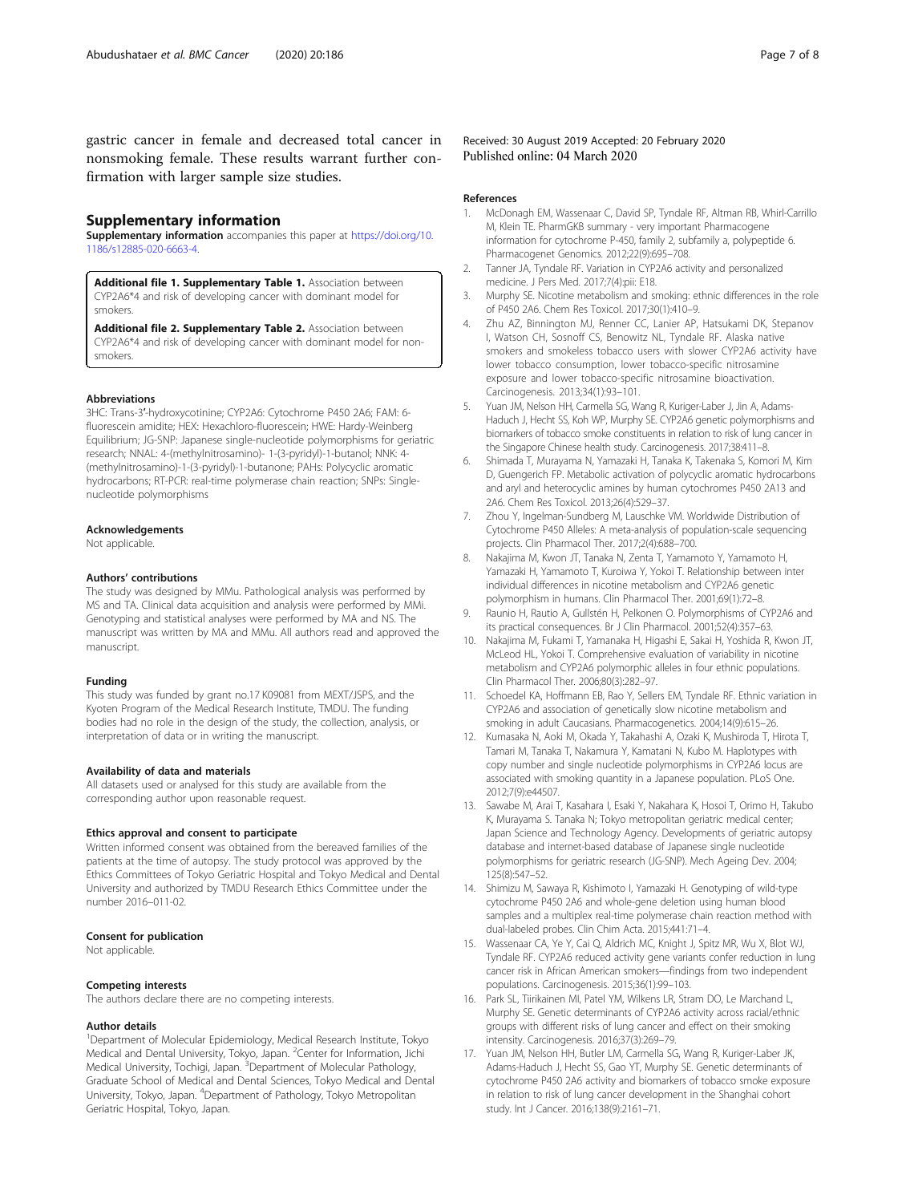gastric cancer in female and decreased total cancer in nonsmoking female. These results warrant further confirmation with larger sample size studies.

## Supplementary information

**Supplementary information** accompanies this paper at https://doi.org/10.1186/s12885-020-6663-4.

**Additional file 1. Supplementary Table 1.** Association between CYP2A6*4 and risk of developing cancer with dominant model for smokers.

**Additional file 2. Supplementary Table 2.** Association between CYP2A6*4 and risk of developing cancer with dominant model for non-smokers.

### Abbreviations

3HC: Trans-3′-hydroxycotinine; CYP2A6: Cytochrome P450 2A6; FAM: 6-fluorescein amidite; HEX: Hexachloro-fluorescein; HWE: Hardy-Weinberg Equilibrium; JG-SNP: Japanese single-nucleotide polymorphisms for geriatric research; NNAL: 4-(methylnitrosamino)- 1-(3-pyridyl)-1-butanol; NNK: 4-(methylnitrosamino)-1-(3-pyridyl)-1-butanone; PAHs: Polycyclic aromatic hydrocarbons; RT-PCR: real-time polymerase chain reaction; SNPs: Single-nucleotide polymorphisms

### Acknowledgements

Not applicable.

### Authors' contributions

The study was designed by MMu. Pathological analysis was performed by MS and TA. Clinical data acquisition and analysis were performed by MMi. Genotyping and statistical analyses were performed by MA and NS. The manuscript was written by MA and MMu. All authors read and approved the manuscript.

### Funding

This study was funded by grant no.17 K09081 from MEXT/JSPS, and the Kyoten Program of the Medical Research Institute, TMDU. The funding bodies had no role in the design of the study, the collection, analysis, or interpretation of data or in writing the manuscript.

### Availability of data and materials

All datasets used or analysed for this study are available from the corresponding author upon reasonable request.

### Ethics approval and consent to participate

Written informed consent was obtained from the bereaved families of the patients at the time of autopsy. The study protocol was approved by the Ethics Committees of Tokyo Geriatric Hospital and Tokyo Medical and Dental University and authorized by TMDU Research Ethics Committee under the number 2016–011-02.

### Consent for publication

Not applicable.

### Competing interests

The authors declare there are no competing interests.

### Author details

[1]Department of Molecular Epidemiology, Medical Research Institute, Tokyo Medical and Dental University, Tokyo, Japan. [2]Center for Information, Jichi Medical University, Tochigi, Japan. [3]Department of Molecular Pathology, Graduate School of Medical and Dental Sciences, Tokyo Medical and Dental University, Tokyo, Japan. [4]Department of Pathology, Tokyo Metropolitan Geriatric Hospital, Tokyo, Japan.

Received: 30 August 2019 Accepted: 20 February 2020
Published online: 04 March 2020

### References

1. McDonagh EM, Wassenaar C, David SP, Tyndale RF, Altman RB, Whirl-Carrillo M, Klein TE. PharmGKB summary - very important Pharmacogene information for cytochrome P-450, family 2, subfamily a, polypeptide 6. Pharmacogenet Genomics. 2012;22(9):695–708.
2. Tanner JA, Tyndale RF. Variation in CYP2A6 activity and personalized medicine. J Pers Med. 2017;7(4):pii: E18.
3. Murphy SE. Nicotine metabolism and smoking: ethnic differences in the role of P450 2A6. Chem Res Toxicol. 2017;30(1):410–9.
4. Zhu AZ, Binnington MJ, Renner CC, Lanier AP, Hatsukami DK, Stepanov I, Watson CH, Sosnoff CS, Benowitz NL, Tyndale RF. Alaska native smokers and smokeless tobacco users with slower CYP2A6 activity have lower tobacco consumption, lower tobacco-specific nitrosamine exposure and lower tobacco-specific nitrosamine bioactivation. Carcinogenesis. 2013;34(1):93–101.
5. Yuan JM, Nelson HH, Carmella SG, Wang R, Kuriger-Laber J, Jin A, Adams-Haduch J, Hecht SS, Koh WP, Murphy SE. CYP2A6 genetic polymorphisms and biomarkers of tobacco smoke constituents in relation to risk of lung cancer in the Singapore Chinese health study. Carcinogenesis. 2017;38:411–8.
6. Shimada T, Murayama N, Yamazaki H, Tanaka K, Takenaka S, Komori M, Kim D, Guengerich FP. Metabolic activation of polycyclic aromatic hydrocarbons and aryl and heterocyclic amines by human cytochromes P450 2A13 and 2A6. Chem Res Toxicol. 2013;26(4):529–37.
7. Zhou Y, Ingelman-Sundberg M, Lauschke VM. Worldwide Distribution of Cytochrome P450 Alleles: A meta-analysis of population-scale sequencing projects. Clin Pharmacol Ther. 2017;2(4):688–700.
8. Nakajima M, Kwon JT, Tanaka N, Zenta T, Yamamoto Y, Yamamoto H, Yamazaki H, Yamamoto T, Kuroiwa Y, Yokoi T. Relationship between inter individual differences in nicotine metabolism and CYP2A6 genetic polymorphism in humans. Clin Pharmacol Ther. 2001;69(1):72–8.
9. Raunio H, Rautio A, Gullstén H, Pelkonen O. Polymorphisms of CYP2A6 and its practical consequences. Br J Clin Pharmacol. 2001;52(4):357–63.
10. Nakajima M, Fukami T, Yamanaka H, Higashi E, Sakai H, Yoshida R, Kwon JT, McLeod HL, Yokoi T. Comprehensive evaluation of variability in nicotine metabolism and CYP2A6 polymorphic alleles in four ethnic populations. Clin Pharmacol Ther. 2006;80(3):282–97.
11. Schoedel KA, Hoffmann EB, Rao Y, Sellers EM, Tyndale RF. Ethnic variation in CYP2A6 and association of genetically slow nicotine metabolism and smoking in adult Caucasians. Pharmacogenetics. 2004;14(9):615–26.
12. Kumasaka N, Aoki M, Okada Y, Takahashi A, Ozaki K, Mushiroda T, Hirota T, Tamari M, Tanaka T, Nakamura Y, Kamatani N, Kubo M. Haplotypes with copy number and single nucleotide polymorphisms in CYP2A6 locus are associated with smoking quantity in a Japanese population. PLoS One. 2012;7(9):e44507.
13. Sawabe M, Arai T, Kasahara I, Esaki Y, Nakahara K, Hosoi T, Orimo H, Takubo K, Murayama S. Tanaka N; Tokyo metropolitan geriatric medical center; Japan Science and Technology Agency. Developments of geriatric autopsy database and internet-based database of Japanese single nucleotide polymorphisms for geriatric research (JG-SNP). Mech Ageing Dev. 2004; 125(8):547–52.
14. Shimizu M, Sawaya R, Kishimoto I, Yamazaki H. Genotyping of wild-type cytochrome P450 2A6 and whole-gene deletion using human blood samples and a multiplex real-time polymerase chain reaction method with dual-labeled probes. Clin Chim Acta. 2015;441:71–4.
15. Wassenaar CA, Ye Y, Cai Q, Aldrich MC, Knight J, Spitz MR, Wu X, Blot WJ, Tyndale RF. CYP2A6 reduced activity gene variants confer reduction in lung cancer risk in African American smokers—findings from two independent populations. Carcinogenesis. 2015;36(1):99–103.
16. Park SL, Tiirikainen MI, Patel YM, Wilkens LR, Stram DO, Le Marchand L, Murphy SE. Genetic determinants of CYP2A6 activity across racial/ethnic groups with different risks of lung cancer and effect on their smoking intensity. Carcinogenesis. 2016;37(3):269–79.
17. Yuan JM, Nelson HH, Butler LM, Carmella SG, Wang R, Kuriger-Laber JK, Adams-Haduch J, Hecht SS, Gao YT, Murphy SE. Genetic determinants of cytochrome P450 2A6 activity and biomarkers of tobacco smoke exposure in relation to risk of lung cancer development in the Shanghai cohort study. Int J Cancer. 2016;138(9):2161–71.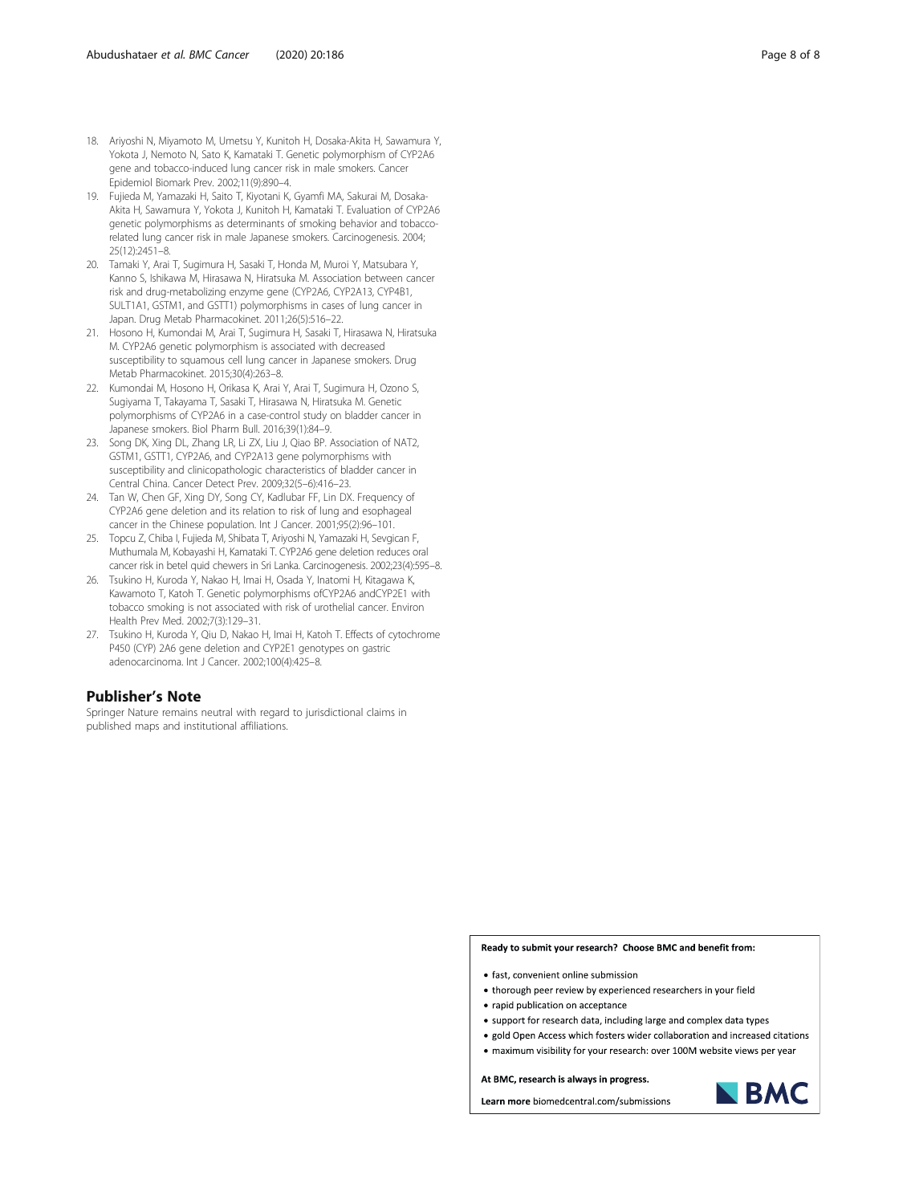18. Ariyoshi N, Miyamoto M, Umetsu Y, Kunitoh H, Dosaka-Akita H, Sawamura Y, Yokota J, Nemoto N, Sato K, Kamataki T. Genetic polymorphism of CYP2A6 gene and tobacco-induced lung cancer risk in male smokers. Cancer Epidemiol Biomark Prev. 2002;11(9):890–4.
19. Fujieda M, Yamazaki H, Saito T, Kiyotani K, Gyamfi MA, Sakurai M, Dosaka-Akita H, Sawamura Y, Yokota J, Kunitoh H, Kamataki T. Evaluation of CYP2A6 genetic polymorphisms as determinants of smoking behavior and tobacco-related lung cancer risk in male Japanese smokers. Carcinogenesis. 2004; 25(12):2451–8.
20. Tamaki Y, Arai T, Sugimura H, Sasaki T, Honda M, Muroi Y, Matsubara Y, Kanno S, Ishikawa M, Hirasawa N, Hiratsuka M. Association between cancer risk and drug-metabolizing enzyme gene (CYP2A6, CYP2A13, CYP4B1, SULT1A1, GSTM1, and GSTT1) polymorphisms in cases of lung cancer in Japan. Drug Metab Pharmacokinet. 2011;26(5):516–22.
21. Hosono H, Kumondai M, Arai T, Sugimura H, Sasaki T, Hirasawa N, Hiratsuka M. CYP2A6 genetic polymorphism is associated with decreased susceptibility to squamous cell lung cancer in Japanese smokers. Drug Metab Pharmacokinet. 2015;30(4):263–8.
22. Kumondai M, Hosono H, Orikasa K, Arai Y, Arai T, Sugimura H, Ozono S, Sugiyama T, Takayama T, Sasaki T, Hirasawa N, Hiratsuka M. Genetic polymorphisms of CYP2A6 in a case-control study on bladder cancer in Japanese smokers. Biol Pharm Bull. 2016;39(1):84–9.
23. Song DK, Xing DL, Zhang LR, Li ZX, Liu J, Qiao BP. Association of NAT2, GSTM1, GSTT1, CYP2A6, and CYP2A13 gene polymorphisms with susceptibility and clinicopathologic characteristics of bladder cancer in Central China. Cancer Detect Prev. 2009;32(5–6):416–23.
24. Tan W, Chen GF, Xing DY, Song CY, Kadlubar FF, Lin DX. Frequency of CYP2A6 gene deletion and its relation to risk of lung and esophageal cancer in the Chinese population. Int J Cancer. 2001;95(2):96–101.
25. Topcu Z, Chiba I, Fujieda M, Shibata T, Ariyoshi N, Yamazaki H, Sevgican F, Muthumala M, Kobayashi H, Kamataki T. CYP2A6 gene deletion reduces oral cancer risk in betel quid chewers in Sri Lanka. Carcinogenesis. 2002;23(4):595–8.
26. Tsukino H, Kuroda Y, Nakao H, Imai H, Osada Y, Inatomi H, Kitagawa K, Kawamoto T, Katoh T. Genetic polymorphisms ofCYP2A6 andCYP2E1 with tobacco smoking is not associated with risk of urothelial cancer. Environ Health Prev Med. 2002;7(3):129–31.
27. Tsukino H, Kuroda Y, Qiu D, Nakao H, Imai H, Katoh T. Effects of cytochrome P450 (CYP) 2A6 gene deletion and CYP2E1 genotypes on gastric adenocarcinoma. Int J Cancer. 2002;100(4):425–8.

## Publisher's Note

Springer Nature remains neutral with regard to jurisdictional claims in published maps and institutional affiliations.

**Ready to submit your research? Choose BMC and benefit from:**

- fast, convenient online submission
- thorough peer review by experienced researchers in your field
- rapid publication on acceptance
- support for research data, including large and complex data types
- gold Open Access which fosters wider collaboration and increased citations
- maximum visibility for your research: over 100M website views per year

**At BMC, research is always in progress.**

**Learn more** biomedcentral.com/submissions

BMC